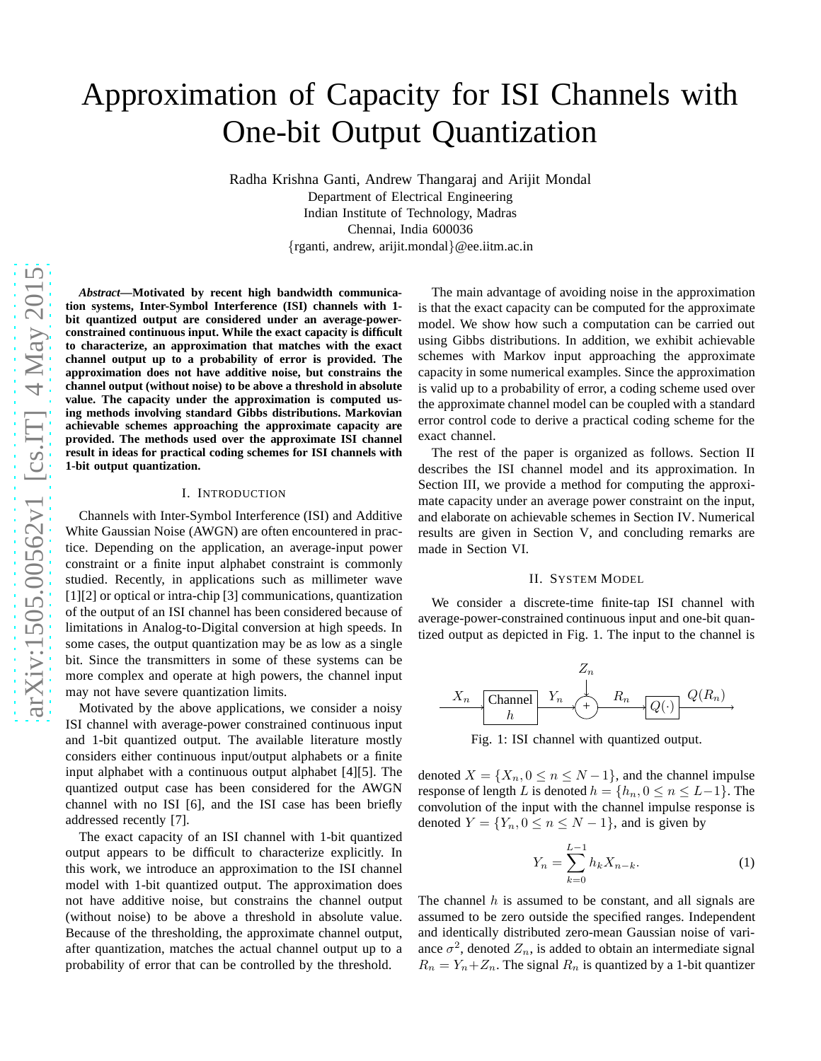# Approximation of Capacity for ISI Channels with One-bit Output Quantization

Radha Krishna Ganti, Andrew Thangaraj and Arijit Mondal
Department of Electrical Engineering
Indian Institute of Technology, Madras
Chennai, India 600036
{rganti, andrew, arijit.mondal}@ee.iitm.ac.in

***Abstract*—Motivated by recent high bandwidth communication systems, Inter-Symbol Interference (ISI) channels with 1-bit quantized output are considered under an average-power-constrained continuous input. While the exact capacity is difficult to characterize, an approximation that matches with the exact channel output up to a probability of error is provided. The approximation does not have additive noise, but constrains the channel output (without noise) to be above a threshold in absolute value. The capacity under the approximation is computed using methods involving standard Gibbs distributions. Markovian achievable schemes approaching the approximate capacity are provided. The methods used over the approximate ISI channel result in ideas for practical coding schemes for ISI channels with 1-bit output quantization.**

## I. Introduction

Channels with Inter-Symbol Interference (ISI) and Additive White Gaussian Noise (AWGN) are often encountered in practice. Depending on the application, an average-input power constraint or a finite input alphabet constraint is commonly studied. Recently, in applications such as millimeter wave [1][2] or optical or intra-chip [3] communications, quantization of the output of an ISI channel has been considered because of limitations in Analog-to-Digital conversion at high speeds. In some cases, the output quantization may be as low as a single bit. Since the transmitters in some of these systems can be more complex and operate at high powers, the channel input may not have severe quantization limits.

Motivated by the above applications, we consider a noisy ISI channel with average-power constrained continuous input and 1-bit quantized output. The available literature mostly considers either continuous input/output alphabets or a finite input alphabet with a continuous output alphabet [4][5]. The quantized output case has been considered for the AWGN channel with no ISI [6], and the ISI case has been briefly addressed recently [7].

The exact capacity of an ISI channel with 1-bit quantized output appears to be difficult to characterize explicitly. In this work, we introduce an approximation to the ISI channel model with 1-bit quantized output. The approximation does not have additive noise, but constrains the channel output (without noise) to be above a threshold in absolute value. Because of the thresholding, the approximate channel output, after quantization, matches the actual channel output up to a probability of error that can be controlled by the threshold.

The main advantage of avoiding noise in the approximation is that the exact capacity can be computed for the approximate model. We show how such a computation can be carried out using Gibbs distributions. In addition, we exhibit achievable schemes with Markov input approaching the approximate capacity in some numerical examples. Since the approximation is valid up to a probability of error, a coding scheme used over the approximate channel model can be coupled with a standard error control code to derive a practical coding scheme for the exact channel.

The rest of the paper is organized as follows. Section II describes the ISI channel model and its approximation. In Section III, we provide a method for computing the approximate capacity under an average power constraint on the input, and elaborate on achievable schemes in Section IV. Numerical results are given in Section V, and concluding remarks are made in Section VI.

## II. System Model

We consider a discrete-time finite-tap ISI channel with average-power-constrained continuous input and one-bit quantized output as depicted in Fig. 1. The input to the channel is denoted $X = \{X_n, 0 \le n \le N-1\}$, and the channel impulse response of length $L$ is denoted $h = \{h_n, 0 \le n \le L-1\}$. The convolution of the input with the channel impulse response is denoted $Y = \{Y_n, 0 \le n \le N-1\}$, and is given by

Fig. 1: ISI channel with quantized output.

$$Y_n = \sum_{k=0}^{L-1} h_k X_{n-k}. \tag{1}$$

The channel $h$ is assumed to be constant, and all signals are assumed to be zero outside the specified ranges. Independent and identically distributed zero-mean Gaussian noise of variance $\sigma^2$, denoted $Z_n$, is added to obtain an intermediate signal $R_n = Y_n + Z_n$. The signal $R_n$ is quantized by a 1-bit quantizer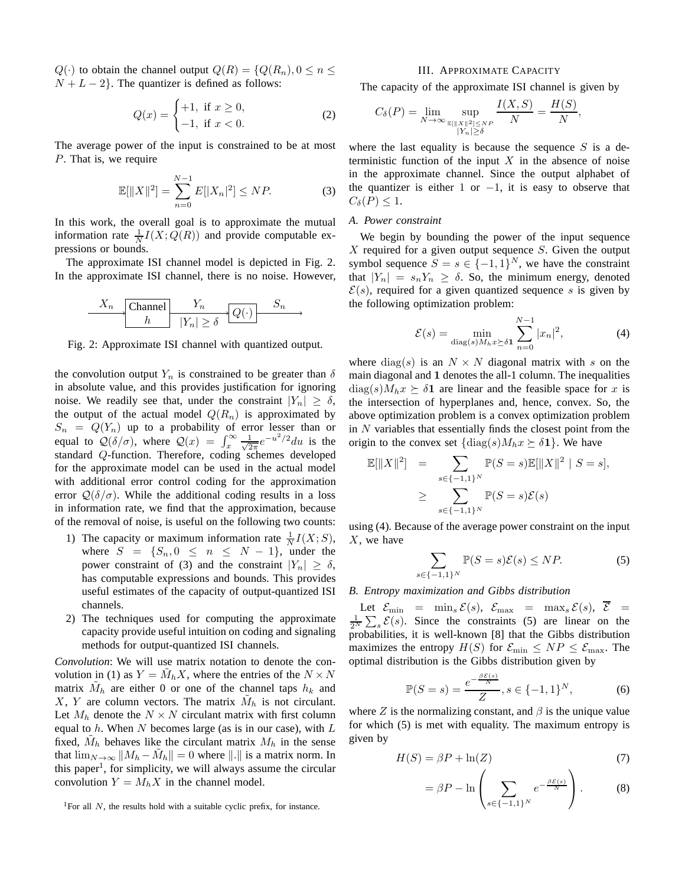$Q(\cdot)$ to obtain the channel output $Q(R) = \{Q(R_n), 0 \le n \le N+L-2\}$. The quantizer is defined as follows:

$$Q(x) = \begin{cases} +1, & \text{if } x \ge 0, \\ -1, & \text{if } x < 0. \end{cases} \tag{2}$$

The average power of the input is constrained to be at most $P$. That is, we require

$$\mathbb{E}[\|X\|^2] = \sum_{n=0}^{N-1} E[|X_n|^2] \le NP. \tag{3}$$

In this work, the overall goal is to approximate the mutual information rate $\frac{1}{N} I(X; Q(R))$ and provide computable expressions or bounds.

The approximate ISI channel model is depicted in Fig. 2. In the approximate ISI channel, there is no noise. However,

Fig. 2: Approximate ISI channel with quantized output.

the convolution output $Y_n$ is constrained to be greater than $\delta$ in absolute value, and this provides justification for ignoring noise. We readily see that, under the constraint $|Y_n| \ge \delta$, the output of the actual model $Q(R_n)$ is approximated by $S_n = Q(Y_n)$ up to a probability of error lesser than or equal to $\mathcal{Q}(\delta/\sigma)$, where $\mathcal{Q}(x) = \int_x^\infty \frac{1}{\sqrt{2\pi}} e^{-u^2/2} du$ is the standard $Q$-function. Therefore, coding schemes developed for the approximate model can be used in the actual model with additional error control coding for the approximation error $\mathcal{Q}(\delta/\sigma)$. While the additional coding results in a loss in information rate, we find that the approximation, because of the removal of noise, is useful on the following two counts:

1) The capacity or maximum information rate $\frac{1}{N} I(X; S)$, where $S = \{S_n, 0 \le n \le N-1\}$, under the power constraint of (3) and the constraint $|Y_n| \ge \delta$, has computable expressions and bounds. This provides useful estimates of the capacity of output-quantized ISI channels.
2) The techniques used for computing the approximate capacity provide useful intuition on coding and signaling methods for output-quantized ISI channels.

*Convolution*: We will use matrix notation to denote the convolution in (1) as $Y = \tilde{M}_h X$, where the entries of the $N \times N$ matrix $\tilde{M}_h$ are either 0 or one of the channel taps $h_k$ and $X$, $Y$ are column vectors. The matrix $\tilde{M}_h$ is not circulant. Let $M_h$ denote the $N \times N$ circulant matrix with first column equal to $h$. When $N$ becomes large (as is in our case), with $L$ fixed, $\tilde{M}_h$ behaves like the circulant matrix $M_h$ in the sense that $\lim_{N\to\infty} \|M_h - \tilde{M}_h\| = 0$ where $\|.\|$ is a matrix norm. In this paper[1], for simplicity, we will always assume the circular convolution $Y = M_h X$ in the channel model.

[1]For all $N$, the results hold with a suitable cyclic prefix, for instance.

## III. Approximate Capacity

The capacity of the approximate ISI channel is given by

$$C_\delta(P) = \lim_{N\to\infty} \sup_{\substack{\mathbb{E}[\|X\|^2] \le NP \\ |Y_n| \ge \delta}} \frac{I(X,S)}{N} = \frac{H(S)}{N},$$

where the last equality is because the sequence $S$ is a deterministic function of the input $X$ in the absence of noise in the approximate channel. Since the output alphabet of the quantizer is either 1 or $-1$, it is easy to observe that $C_\delta(P) \le 1$.

### A. Power constraint

We begin by bounding the power of the input sequence $X$ required for a given output sequence $S$. Given the output symbol sequence $S = s \in \{-1, 1\}^N$, we have the constraint that $|Y_n| = s_n Y_n \ge \delta$. So, the minimum energy, denoted $\mathcal{E}(s)$, required for a given quantized sequence $s$ is given by the following optimization problem:

$$\mathcal{E}(s) = \min_{\text{diag}(s) M_h x \succeq \delta \mathbf{1}} \sum_{n=0}^{N-1} |x_n|^2, \tag{4}$$

where $\text{diag}(s)$ is an $N \times N$ diagonal matrix with $s$ on the main diagonal and $\mathbf{1}$ denotes the all-1 column. The inequalities $\text{diag}(s) M_h x \succeq \delta \mathbf{1}$ are linear and the feasible space for $x$ is the intersection of hyperplanes and, hence, convex. So, the above optimization problem is a convex optimization problem in $N$ variables that essentially finds the closest point from the origin to the convex set $\{\text{diag}(s) M_h x \succeq \delta \mathbf{1}\}$. We have

$$\begin{aligned} \mathbb{E}[\|X\|^2] &= \sum_{s \in \{-1,1\}^N} \mathbb{P}(S = s) \mathbb{E}[\|X\|^2 \mid S = s], \\ &\ge \sum_{s \in \{-1,1\}^N} \mathbb{P}(S = s) \mathcal{E}(s) \end{aligned}$$

using (4). Because of the average power constraint on the input $X$, we have

$$\sum_{s \in \{-1,1\}^N} \mathbb{P}(S = s) \mathcal{E}(s) \le NP. \tag{5}$$

### B. Entropy maximization and Gibbs distribution

Let $\mathcal{E}_{\min} = \min_s \mathcal{E}(s)$, $\mathcal{E}_{\max} = \max_s \mathcal{E}(s)$, $\overline{\mathcal{E}} = \frac{1}{2^N} \sum_s \mathcal{E}(s)$. Since the constraints (5) are linear on the probabilities, it is well-known [8] that the Gibbs distribution maximizes the entropy $H(S)$ for $\mathcal{E}_{\min} \le NP \le \mathcal{E}_{\max}$. The optimal distribution is the Gibbs distribution given by

$$\mathbb{P}(S = s) = \frac{e^{-\frac{\beta \mathcal{E}(s)}{N}}}{Z}, s \in \{-1, 1\}^N, \tag{6}$$

where $Z$ is the normalizing constant, and $\beta$ is the unique value for which (5) is met with equality. The maximum entropy is given by

$$H(S) = \beta P + \ln(Z) \tag{7}$$

$$= \beta P - \ln\left(\sum_{s \in \{-1,1\}^N} e^{-\frac{\beta \mathcal{E}(s)}{N}}\right). \tag{8}$$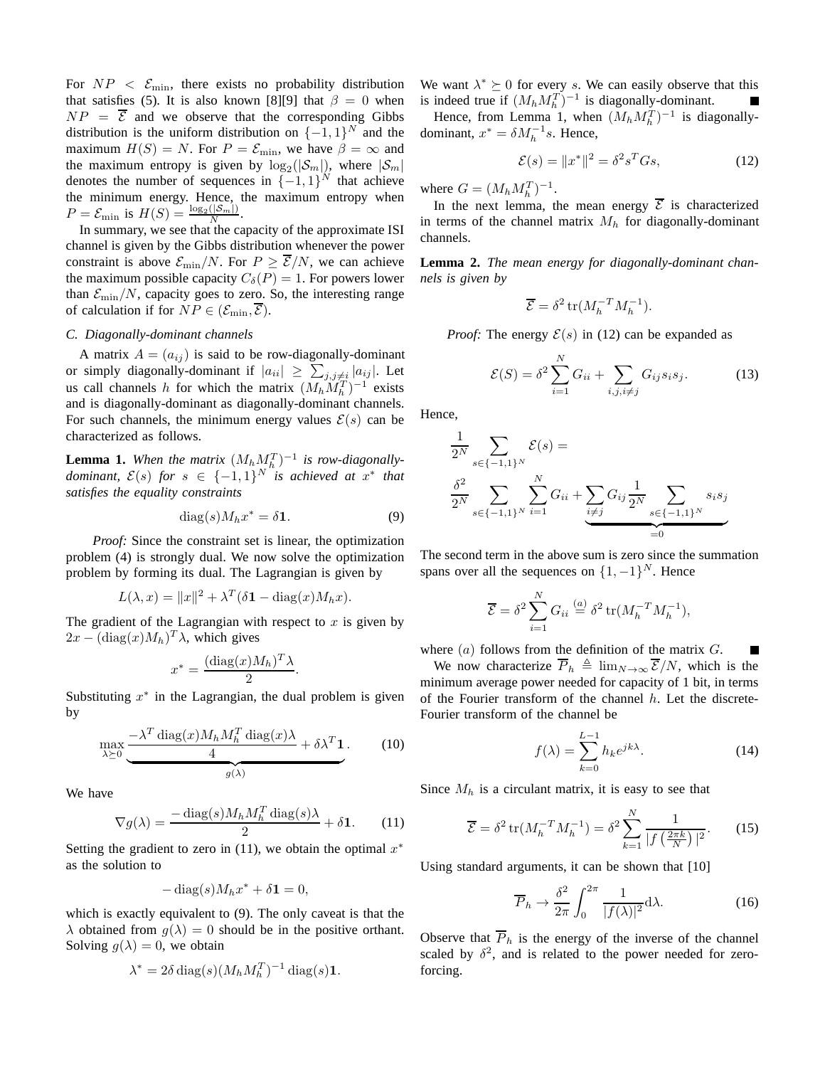For $NP < \mathcal{E}_{\min}$, there exists no probability distribution that satisfies (5). It is also known [8][9] that $\beta = 0$ when $NP = \overline{\mathcal{E}}$ and we observe that the corresponding Gibbs distribution is the uniform distribution on $\{-1, 1\}^N$ and the maximum $H(S) = N$. For $P = \mathcal{E}_{\min}$, we have $\beta = \infty$ and the maximum entropy is given by $\log_2(|\mathcal{S}_m|)$, where $|\mathcal{S}_m|$ denotes the number of sequences in $\{-1, 1\}^N$ that achieve the minimum energy. Hence, the maximum entropy when $P = \mathcal{E}_{\min}$ is $H(S) = \frac{\log_2(|\mathcal{S}_m|)}{N}$.

In summary, we see that the capacity of the approximate ISI channel is given by the Gibbs distribution whenever the power constraint is above $\mathcal{E}_{\min}/N$. For $P \geq \overline{\mathcal{E}}/N$, we can achieve the maximum possible capacity $C_\delta(P) = 1$. For powers lower than $\mathcal{E}_{\min}/N$, capacity goes to zero. So, the interesting range of calculation is if for $NP \in (\mathcal{E}_{\min}, \overline{\mathcal{E}})$.

### C. Diagonally-dominant channels

A matrix $A = (a_{ij})$ is said to be row-diagonally-dominant or simply diagonally-dominant if $|a_{ii}| \geq \sum_{j, j\neq i} |a_{ij}|$. Let us call channels $h$ for which the matrix $(M_h M_h^T)^{-1}$ exists and is diagonally-dominant as diagonally-dominant channels. For such channels, the minimum energy values $\mathcal{E}(s)$ can be characterized as follows.

**Lemma 1.** *When the matrix $(M_h M_h^T)^{-1}$ is row-diagonally-dominant, $\mathcal{E}(s)$ for $s \in \{-1, 1\}^N$ is achieved at $x^*$ that satisfies the equality constraints*

$$\operatorname{diag}(s) M_h x^* = \delta \mathbf{1}. \tag{9}$$

*Proof:* Since the constraint set is linear, the optimization problem (4) is strongly dual. We now solve the optimization problem by forming its dual. The Lagrangian is given by

$$L(\lambda, x) = \|x\|^2 + \lambda^T(\delta\mathbf{1} - \operatorname{diag}(x) M_h x).$$

The gradient of the Lagrangian with respect to $x$ is given by $2x - (\operatorname{diag}(x) M_h)^T \lambda$, which gives

$$x^* = \frac{(\operatorname{diag}(x) M_h)^T \lambda}{2}.$$

Substituting $x^*$ in the Lagrangian, the dual problem is given by

$$\max_{\lambda \succeq 0} \underbrace{\frac{-\lambda^T \operatorname{diag}(x) M_h M_h^T \operatorname{diag}(x) \lambda}{4} + \delta \lambda^T \mathbf{1}}_{g(\lambda)}. \tag{10}$$

We have

$$\nabla g(\lambda) = \frac{-\operatorname{diag}(s) M_h M_h^T \operatorname{diag}(s) \lambda}{2} + \delta \mathbf{1}. \tag{11}$$

Setting the gradient to zero in (11), we obtain the optimal $x^*$ as the solution to

$$-\operatorname{diag}(s) M_h x^* + \delta \mathbf{1} = 0,$$

which is exactly equivalent to (9). The only caveat is that the $\lambda$ obtained from $g(\lambda) = 0$ should be in the positive orthant. Solving $g(\lambda) = 0$, we obtain

$$\lambda^* = 2\delta \operatorname{diag}(s) (M_h M_h^T)^{-1} \operatorname{diag}(s) \mathbf{1}.$$

We want $\lambda^* \succeq 0$ for every $s$. We can easily observe that this is indeed true if $(M_h M_h^T)^{-1}$ is diagonally-dominant. ∎

Hence, from Lemma 1, when $(M_h M_h^T)^{-1}$ is diagonally-dominant, $x^* = \delta M_h^{-1} s$. Hence,

$$\mathcal{E}(s) = \|x^*\|^2 = \delta^2 s^T G s, \tag{12}$$

where $G = (M_h M_h^T)^{-1}$.

In the next lemma, the mean energy $\overline{\mathcal{E}}$ is characterized in terms of the channel matrix $M_h$ for diagonally-dominant channels.

**Lemma 2.** *The mean energy for diagonally-dominant channels is given by*

$$\overline{\mathcal{E}} = \delta^2 \operatorname{tr}(M_h^{-T} M_h^{-1}).$$

*Proof:* The energy $\mathcal{E}(s)$ in (12) can be expanded as

$$\mathcal{E}(S) = \delta^2 \sum_{i=1}^{N} G_{ii} + \sum_{i,j,i\neq j} G_{ij} s_i s_j. \tag{13}$$

Hence,

$$\frac{1}{2^N} \sum_{s \in \{-1,1\}^N} \mathcal{E}(s) =$$

$$\frac{\delta^2}{2^N} \sum_{s \in \{-1,1\}^N} \sum_{i=1}^{N} G_{ii} + \underbrace{\sum_{i \neq j} G_{ij} \frac{1}{2^N} \sum_{s \in \{-1,1\}^N} s_i s_j}_{=0}$$

The second term in the above sum is zero since the summation spans over all the sequences on $\{1, -1\}^N$. Hence

$$\overline{\mathcal{E}} = \delta^2 \sum_{i=1}^{N} G_{ii} \stackrel{(a)}{=} \delta^2 \operatorname{tr}(M_h^{-T} M_h^{-1}),$$

where $(a)$ follows from the definition of the matrix $G$. ∎

We now characterize $\overline{P}_h \triangleq \lim_{N\to\infty} \overline{\mathcal{E}}/N$, which is the minimum average power needed for capacity of 1 bit, in terms of the Fourier transform of the channel $h$. Let the discrete-Fourier transform of the channel be

$$f(\lambda) = \sum_{k=0}^{L-1} h_k e^{jk\lambda}. \tag{14}$$

Since $M_h$ is a circulant matrix, it is easy to see that

$$\overline{\mathcal{E}} = \delta^2 \operatorname{tr}(M_h^{-T} M_h^{-1}) = \delta^2 \sum_{k=1}^{N} \frac{1}{|f\left(\frac{2\pi k}{N}\right)|^2}. \tag{15}$$

Using standard arguments, it can be shown that [10]

$$\overline{P}_h \to \frac{\delta^2}{2\pi} \int_0^{2\pi} \frac{1}{|f(\lambda)|^2} \mathrm{d}\lambda. \tag{16}$$

Observe that $\overline{P}_h$ is the energy of the inverse of the channel scaled by $\delta^2$, and is related to the power needed for zero-forcing.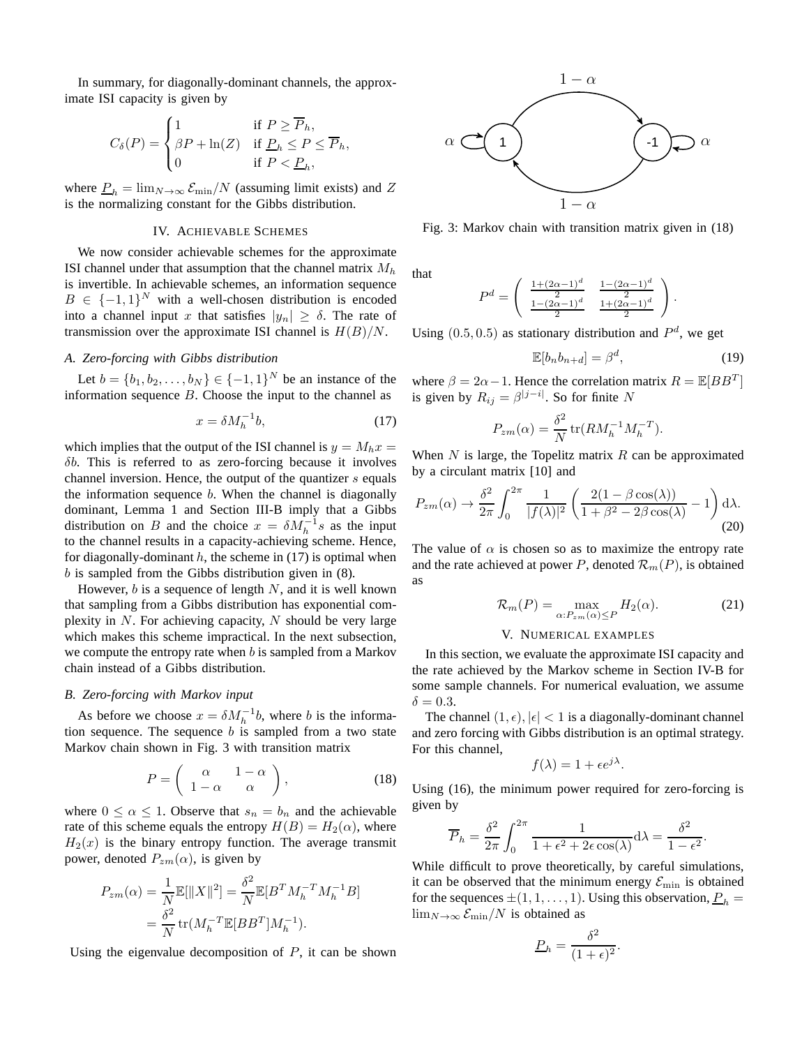In summary, for diagonally-dominant channels, the approximate ISI capacity is given by

$$C_\delta(P) = \begin{cases} 1 & \text{if } P \geq \overline{P}_h, \\ \beta P + \ln(Z) & \text{if } \underline{P}_h \leq P \leq \overline{P}_h, \\ 0 & \text{if } P < \underline{P}_h, \end{cases}$$

where $\underline{P}_h = \lim_{N\to\infty} \mathcal{E}_{\min}/N$ (assuming limit exists) and $Z$ is the normalizing constant for the Gibbs distribution.

## IV. Achievable Schemes

We now consider achievable schemes for the approximate ISI channel under that assumption that the channel matrix $M_h$ is invertible. In achievable schemes, an information sequence $B \in \{-1,1\}^N$ with a well-chosen distribution is encoded into a channel input $x$ that satisfies $|y_n| \geq \delta$. The rate of transmission over the approximate ISI channel is $H(B)/N$.

### A. Zero-forcing with Gibbs distribution

Let $b = \{b_1, b_2, \ldots, b_N\} \in \{-1,1\}^N$ be an instance of the information sequence $B$. Choose the input to the channel as

$$x = \delta M_h^{-1} b, \tag{17}$$

which implies that the output of the ISI channel is $y = M_h x = \delta b$. This is referred to as zero-forcing because it involves channel inversion. Hence, the output of the quantizer $s$ equals the information sequence $b$. When the channel is diagonally dominant, Lemma 1 and Section III-B imply that a Gibbs distribution on $B$ and the choice $x = \delta M_h^{-1} s$ as the input to the channel results in a capacity-achieving scheme. Hence, for diagonally-dominant $h$, the scheme in (17) is optimal when $b$ is sampled from the Gibbs distribution given in (8).

However, $b$ is a sequence of length $N$, and it is well known that sampling from a Gibbs distribution has exponential complexity in $N$. For achieving capacity, $N$ should be very large which makes this scheme impractical. In the next subsection, we compute the entropy rate when $b$ is sampled from a Markov chain instead of a Gibbs distribution.

### B. Zero-forcing with Markov input

As before we choose $x = \delta M_h^{-1} b$, where $b$ is the information sequence. The sequence $b$ is sampled from a two state Markov chain shown in Fig. 3 with transition matrix

$$P = \begin{pmatrix} \alpha & 1-\alpha \\ 1-\alpha & \alpha \end{pmatrix}, \tag{18}$$

where $0 \leq \alpha \leq 1$. Observe that $s_n = b_n$ and the achievable rate of this scheme equals the entropy $H(B) = H_2(\alpha)$, where $H_2(x)$ is the binary entropy function. The average transmit power, denoted $P_{zm}(\alpha)$, is given by

$$\begin{aligned} P_{zm}(\alpha) &= \frac{1}{N}\mathbb{E}[\|X\|^2] = \frac{\delta^2}{N}\mathbb{E}[B^T M_h^{-T} M_h^{-1} B] \\ &= \frac{\delta^2}{N}\operatorname{tr}(M_h^{-T}\mathbb{E}[BB^T] M_h^{-1}). \end{aligned}$$

Using the eigenvalue decomposition of $P$, it can be shown that

$$P^d = \begin{pmatrix} \frac{1+(2\alpha-1)^d}{2} & \frac{1-(2\alpha-1)^d}{2} \\ \frac{1-(2\alpha-1)^d}{2} & \frac{1+(2\alpha-1)^d}{2} \end{pmatrix}.$$

Fig. 3: Markov chain with transition matrix given in (18)

Using $(0.5, 0.5)$ as stationary distribution and $P^d$, we get

$$\mathbb{E}[b_n b_{n+d}] = \beta^d, \tag{19}$$

where $\beta = 2\alpha - 1$. Hence the correlation matrix $R = \mathbb{E}[BB^T]$ is given by $R_{ij} = \beta^{|j-i|}$. So for finite $N$

$$P_{zm}(\alpha) = \frac{\delta^2}{N}\operatorname{tr}(RM_h^{-1}M_h^{-T}).$$

When $N$ is large, the Topelitz matrix $R$ can be approximated by a circulant matrix [10] and

$$P_{zm}(\alpha) \to \frac{\delta^2}{2\pi}\int_0^{2\pi} \frac{1}{|f(\lambda)|^2}\left(\frac{2(1-\beta\cos(\lambda))}{1+\beta^2-2\beta\cos(\lambda)} - 1\right)\mathrm{d}\lambda. \tag{20}$$

The value of $\alpha$ is chosen so as to maximize the entropy rate and the rate achieved at power $P$, denoted $\mathcal{R}_m(P)$, is obtained as

$$\mathcal{R}_m(P) = \max_{\alpha: P_{zm}(\alpha)\leq P} H_2(\alpha). \tag{21}$$

## V. Numerical examples

In this section, we evaluate the approximate ISI capacity and the rate achieved by the Markov scheme in Section IV-B for some sample channels. For numerical evaluation, we assume $\delta = 0.3$.

The channel $(1,\epsilon), |\epsilon| < 1$ is a diagonally-dominant channel and zero forcing with Gibbs distribution is an optimal strategy. For this channel,

$$f(\lambda) = 1 + \epsilon e^{j\lambda}.$$

Using (16), the minimum power required for zero-forcing is given by

$$\overline{P}_h = \frac{\delta^2}{2\pi}\int_0^{2\pi}\frac{1}{1+\epsilon^2+2\epsilon\cos(\lambda)}\mathrm{d}\lambda = \frac{\delta^2}{1-\epsilon^2}.$$

While difficult to prove theoretically, by careful simulations, it can be observed that the minimum energy $\mathcal{E}_{\min}$ is obtained for the sequences $\pm(1,1,\ldots,1)$. Using this observation, $\underline{P}_h = \lim_{N\to\infty}\mathcal{E}_{\min}/N$ is obtained as

$$\underline{P}_h = \frac{\delta^2}{(1+\epsilon)^2}.$$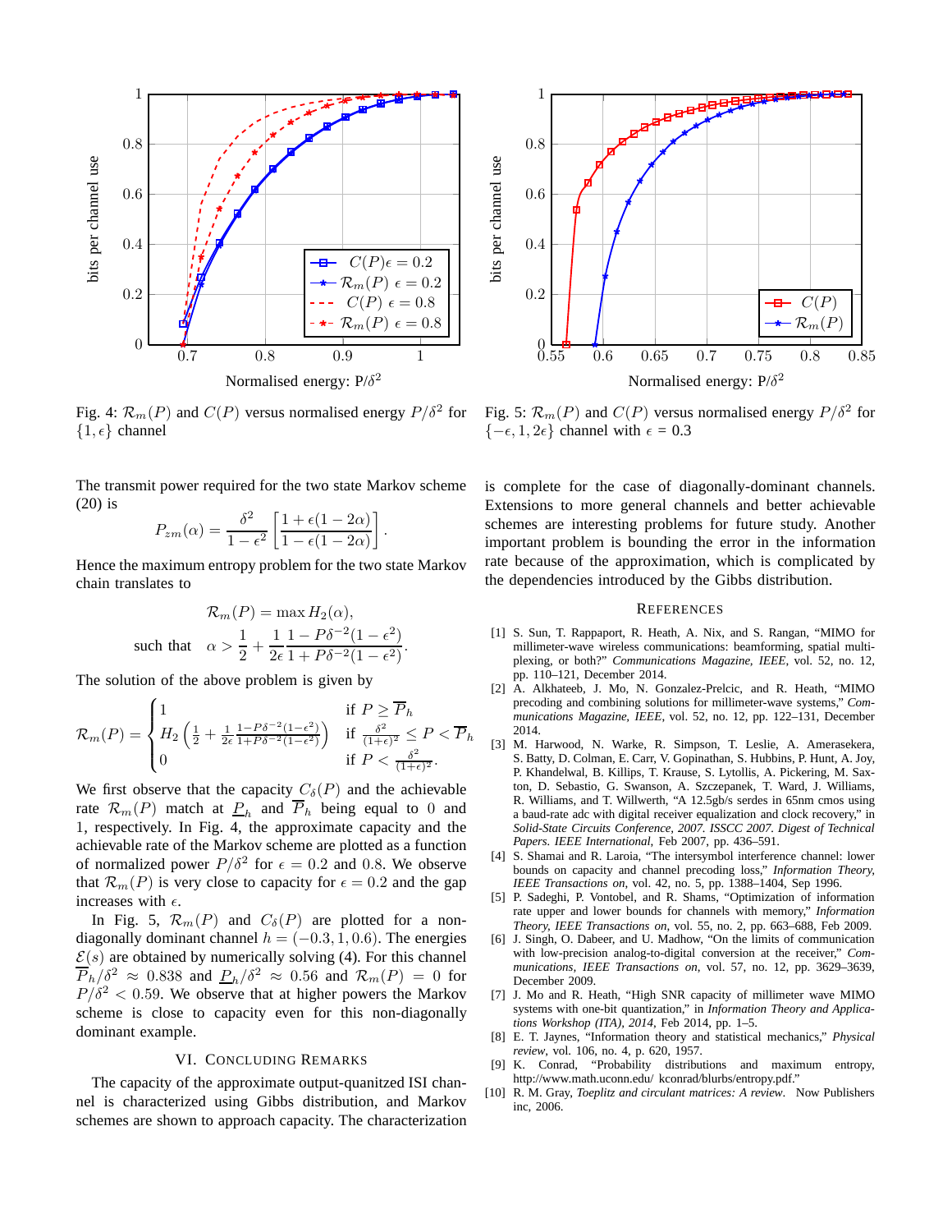1

0.8

0.6

0.4

0.2

0

bits per channel use

0.7 0.8 0.9 1

Normalised energy: P/$\delta^2$

$C(P)\epsilon = 0.2$

$\mathcal{R}_m(P)\ \epsilon = 0.2$

$C(P)\ \epsilon = 0.8$

$\mathcal{R}_m(P)\ \epsilon = 0.8$

Fig. 4: $\mathcal{R}_m(P)$ and $C(P)$ versus normalised energy $P/\delta^2$ for $\{1, \epsilon\}$ channel

1

0.8

0.6

0.4

0.2

0

bits per channel use

0.55 0.6 0.65 0.7 0.75 0.8 0.85

Normalised energy: P/$\delta^2$

$C(P)$

$\mathcal{R}_m(P)$

Fig. 5: $\mathcal{R}_m(P)$ and $C(P)$ versus normalised energy $P/\delta^2$ for $\{-\epsilon, 1, 2\epsilon\}$ channel with $\epsilon$ = 0.3

The transmit power required for the two state Markov scheme (20) is

$$P_{zm}(\alpha) = \frac{\delta^2}{1-\epsilon^2}\left[\frac{1+\epsilon(1-2\alpha)}{1-\epsilon(1-2\alpha)}\right].$$

Hence the maximum entropy problem for the two state Markov chain translates to

$$\mathcal{R}_m(P) = \max H_2(\alpha),$$
$$\text{such that} \quad \alpha > \frac{1}{2} + \frac{1}{2\epsilon}\frac{1-P\delta^{-2}(1-\epsilon^2)}{1+P\delta^{-2}(1-\epsilon^2)}.$$

The solution of the above problem is given by

$$\mathcal{R}_m(P) = \begin{cases} 1 & \text{if } P \geq \overline{P}_h \\ H_2\left(\frac{1}{2} + \frac{1}{2\epsilon}\frac{1-P\delta^{-2}(1-\epsilon^2)}{1+P\delta^{-2}(1-\epsilon^2)}\right) & \text{if } \frac{\delta^2}{(1+\epsilon)^2} \leq P < \overline{P}_h \\ 0 & \text{if } P < \frac{\delta^2}{(1+\epsilon)^2}. \end{cases}$$

We first observe that the capacity $C_\delta(P)$ and the achievable rate $\mathcal{R}_m(P)$ match at $\underline{P}_h$ and $\overline{P}_h$ being equal to 0 and 1, respectively. In Fig. 4, the approximate capacity and the achievable rate of the Markov scheme are plotted as a function of normalized power $P/\delta^2$ for $\epsilon = 0.2$ and 0.8. We observe that $\mathcal{R}_m(P)$ is very close to capacity for $\epsilon = 0.2$ and the gap increases with $\epsilon$.

In Fig. 5, $\mathcal{R}_m(P)$ and $C_\delta(P)$ are plotted for a non-diagonally dominant channel $h = (-0.3, 1, 0.6)$. The energies $\mathcal{E}(s)$ are obtained by numerically solving (4). For this channel $\overline{P}_h/\delta^2 \approx 0.838$ and $\underline{P}_h/\delta^2 \approx 0.56$ and $\mathcal{R}_m(P) = 0$ for $P/\delta^2 < 0.59$. We observe that at higher powers the Markov scheme is close to capacity even for this non-diagonally dominant example.

## VI. Concluding Remarks

The capacity of the approximate output-quantized ISI channel is characterized using Gibbs distribution, and Markov schemes are shown to approach capacity. The characterization is complete for the case of diagonally-dominant channels. Extensions to more general channels and better achievable schemes are interesting problems for future study. Another important problem is bounding the error in the information rate because of the approximation, which is complicated by the dependencies introduced by the Gibbs distribution.

## References

[1] S. Sun, T. Rappaport, R. Heath, A. Nix, and S. Rangan, "MIMO for millimeter-wave wireless communications: beamforming, spatial multiplexing, or both?" *Communications Magazine, IEEE*, vol. 52, no. 12, pp. 110–121, December 2014.

[2] A. Alkhateeb, J. Mo, N. Gonzalez-Prelcic, and R. Heath, "MIMO precoding and combining solutions for millimeter-wave systems," *Communications Magazine, IEEE*, vol. 52, no. 12, pp. 122–131, December 2014.

[3] M. Harwood, N. Warke, R. Simpson, T. Leslie, A. Amerasekera, S. Batty, D. Colman, E. Carr, V. Gopinathan, S. Hubbins, P. Hunt, A. Joy, P. Khandelwal, B. Killips, T. Krause, S. Lytollis, A. Pickering, M. Saxton, D. Sebastio, G. Swanson, A. Szczepanek, T. Ward, J. Williams, R. Williams, and T. Willwerth, "A 12.5gb/s serdes in 65nm cmos using a baud-rate adc with digital receiver equalization and clock recovery," in *Solid-State Circuits Conference, 2007. ISSCC 2007. Digest of Technical Papers. IEEE International*, Feb 2007, pp. 436–591.

[4] S. Shamai and R. Laroia, "The intersymbol interference channel: lower bounds on capacity and channel precoding loss," *Information Theory, IEEE Transactions on*, vol. 42, no. 5, pp. 1388–1404, Sep 1996.

[5] P. Sadeghi, P. Vontobel, and R. Shams, "Optimization of information rate upper and lower bounds for channels with memory," *Information Theory, IEEE Transactions on*, vol. 55, no. 2, pp. 663–688, Feb 2009.

[6] J. Singh, O. Dabeer, and U. Madhow, "On the limits of communication with low-precision analog-to-digital conversion at the receiver," *Communications, IEEE Transactions on*, vol. 57, no. 12, pp. 3629–3639, December 2009.

[7] J. Mo and R. Heath, "High SNR capacity of millimeter wave MIMO systems with one-bit quantization," in *Information Theory and Applications Workshop (ITA), 2014*, Feb 2014, pp. 1–5.

[8] E. T. Jaynes, "Information theory and statistical mechanics," *Physical review*, vol. 106, no. 4, p. 620, 1957.

[9] K. Conrad, "Probability distributions and maximum entropy," http://www.math.uconn.edu/ kconrad/blurbs/entropy.pdf."

[10] R. M. Gray, *Toeplitz and circulant matrices: A review*. Now Publishers inc, 2006.